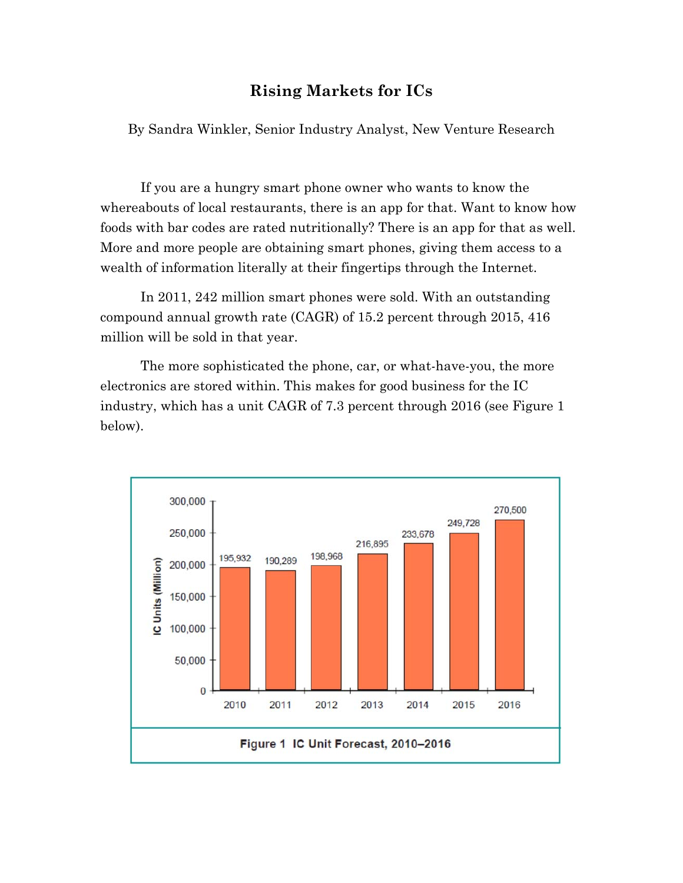# Rising Markets for ICs

By Sandra Winkler, Senior Industry Analyst, New Venture Research

If you are a hungry smart phone owner who wants to know the whereabouts of local restaurants, there is an app for that. Want to know how foods with bar codes are rated nutritionally? There is an app for that as well. More and more people are obtaining smart phones, giving them access to a wealth of information literally at their fingertips through the Internet.

In 2011, 242 million smart phones were sold. With an outstanding compound annual growth rate (CAGR) of 15.2 percent through 2015, 416 million will be sold in that year.

The more sophisticated the phone, car, or what-have-you, the more electronics are stored within. This makes for good business for the IC industry, which has a unit CAGR of 7.3 percent through 2016 (see Figure 1 below).

| Year | IC Units (Million) |
|---|---|
| 2010 | 195,932 |
| 2011 | 190,289 |
| 2012 | 198,968 |
| 2013 | 216,895 |
| 2014 | 233,678 |
| 2015 | 249,728 |
| 2016 | 270,500 |

**Figure 1 IC Unit Forecast, 2010–2016**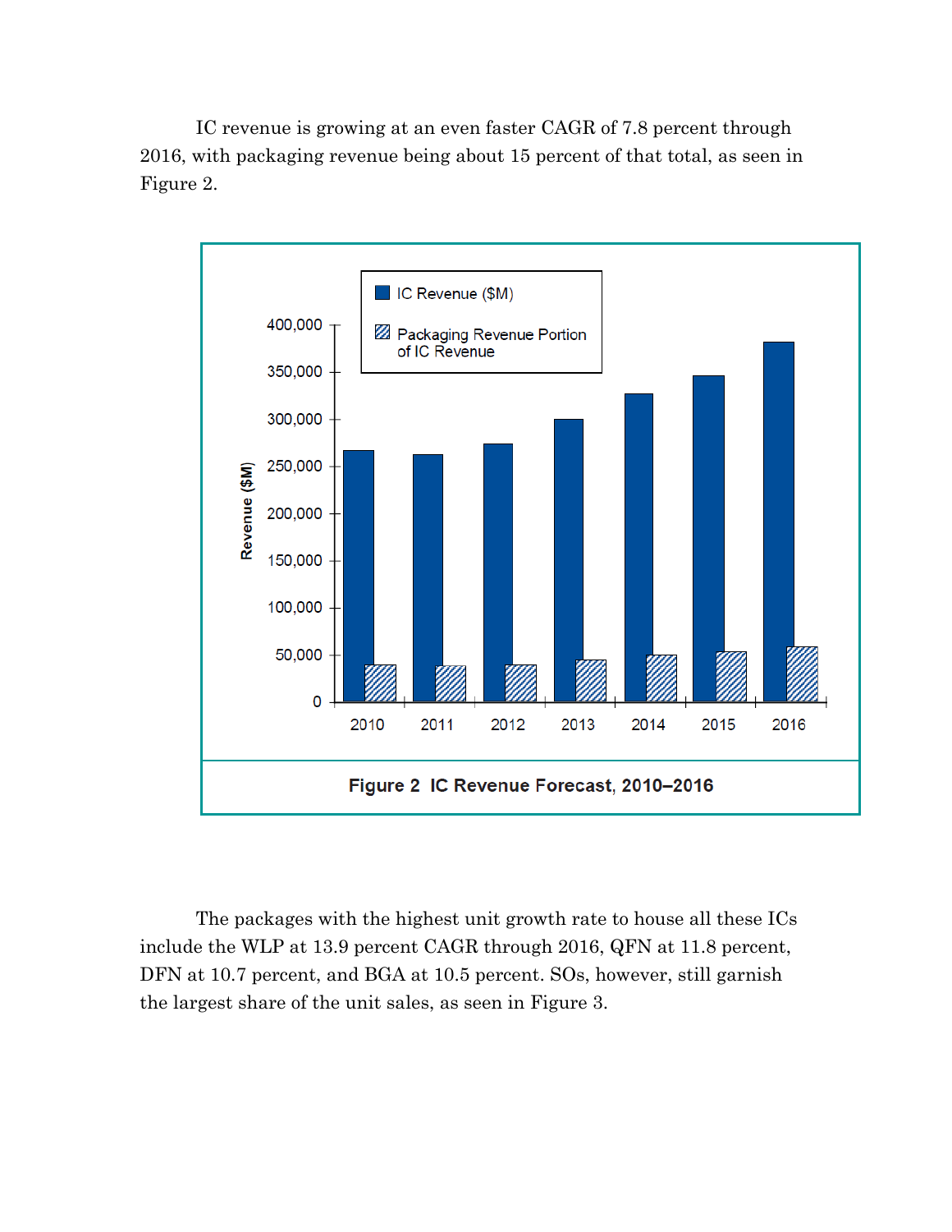IC revenue is growing at an even faster CAGR of 7.8 percent through 2016, with packaging revenue being about 15 percent of that total, as seen in Figure 2.

**Figure 2 IC Revenue Forecast, 2010–2016**

The packages with the highest unit growth rate to house all these ICs include the WLP at 13.9 percent CAGR through 2016, QFN at 11.8 percent, DFN at 10.7 percent, and BGA at 10.5 percent. SOs, however, still garnish the largest share of the unit sales, as seen in Figure 3.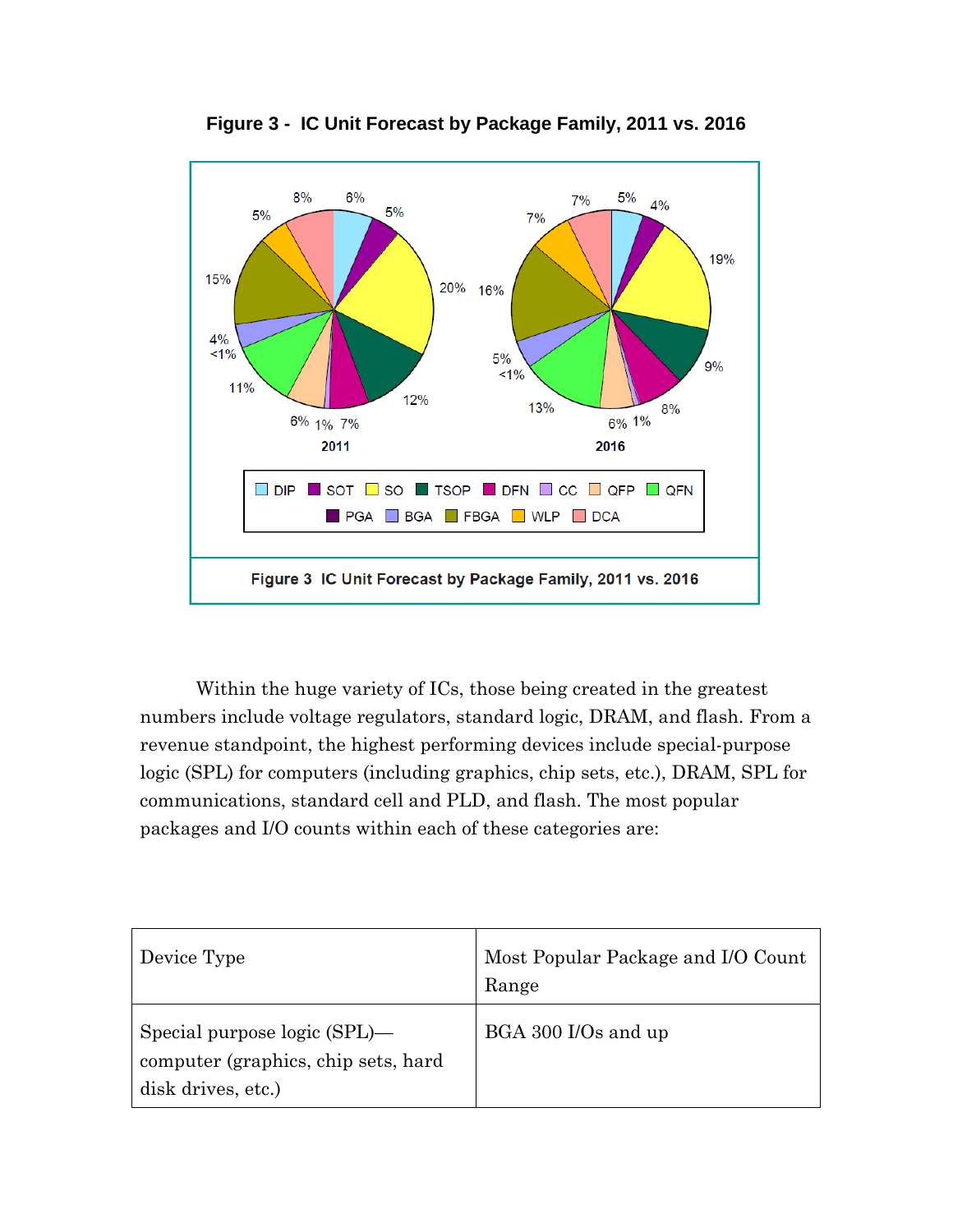**Figure 3 - IC Unit Forecast by Package Family, 2011 vs. 2016**

Figure 3 IC Unit Forecast by Package Family, 2011 vs. 2016

Within the huge variety of ICs, those being created in the greatest numbers include voltage regulators, standard logic, DRAM, and flash. From a revenue standpoint, the highest performing devices include special-purpose logic (SPL) for computers (including graphics, chip sets, etc.), DRAM, SPL for communications, standard cell and PLD, and flash. The most popular packages and I/O counts within each of these categories are:

| Device Type | Most Popular Package and I/O Count Range |
| --- | --- |
| Special purpose logic (SPL)—computer (graphics, chip sets, hard disk drives, etc.) | BGA 300 I/Os and up |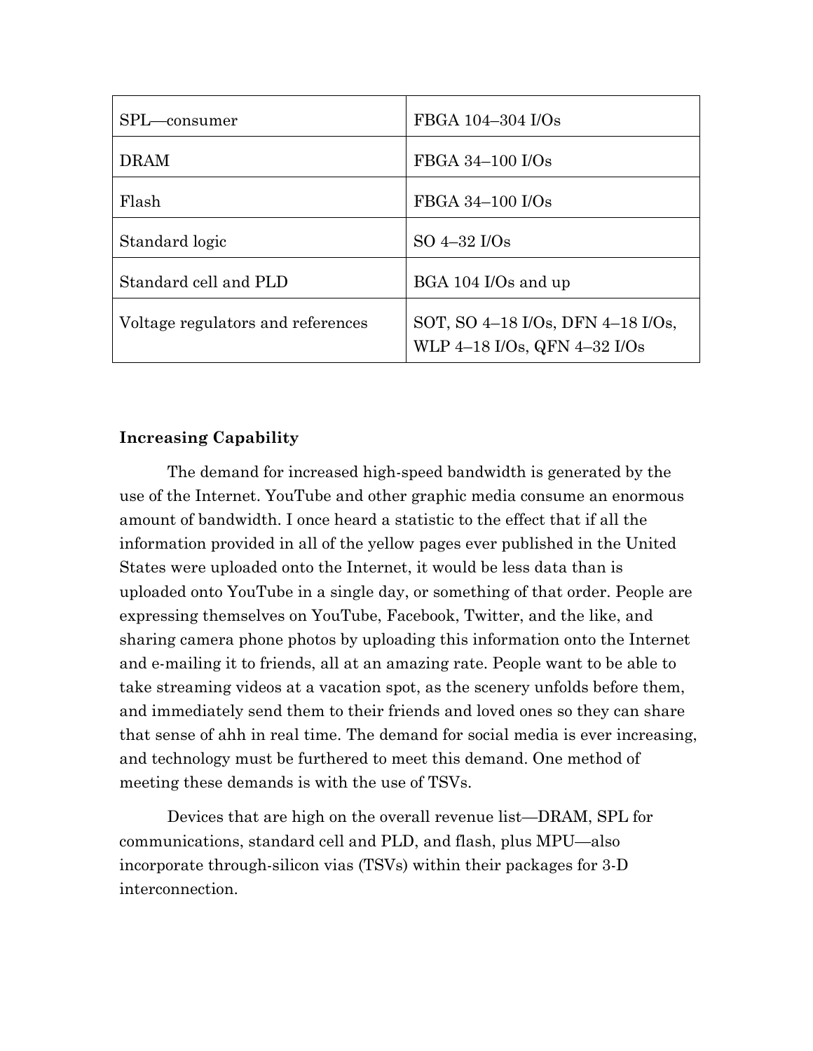| SPL—consumer | FBGA 104–304 I/Os |
| --- | --- |
| DRAM | FBGA 34–100 I/Os |
| Flash | FBGA 34–100 I/Os |
| Standard logic | SO 4–32 I/Os |
| Standard cell and PLD | BGA 104 I/Os and up |
| Voltage regulators and references | SOT, SO 4–18 I/Os, DFN 4–18 I/Os, WLP 4–18 I/Os, QFN 4–32 I/Os |

**Increasing Capability**

The demand for increased high-speed bandwidth is generated by the use of the Internet. YouTube and other graphic media consume an enormous amount of bandwidth. I once heard a statistic to the effect that if all the information provided in all of the yellow pages ever published in the United States were uploaded onto the Internet, it would be less data than is uploaded onto YouTube in a single day, or something of that order. People are expressing themselves on YouTube, Facebook, Twitter, and the like, and sharing camera phone photos by uploading this information onto the Internet and e-mailing it to friends, all at an amazing rate. People want to be able to take streaming videos at a vacation spot, as the scenery unfolds before them, and immediately send them to their friends and loved ones so they can share that sense of ahh in real time. The demand for social media is ever increasing, and technology must be furthered to meet this demand. One method of meeting these demands is with the use of TSVs.

Devices that are high on the overall revenue list—DRAM, SPL for communications, standard cell and PLD, and flash, plus MPU—also incorporate through-silicon vias (TSVs) within their packages for 3-D interconnection.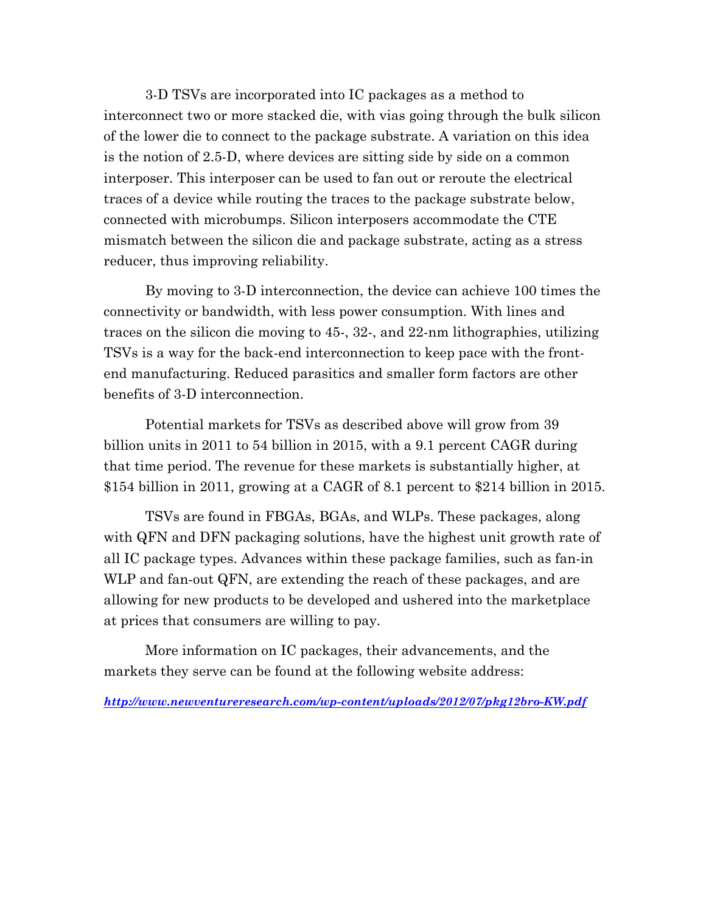3-D TSVs are incorporated into IC packages as a method to interconnect two or more stacked die, with vias going through the bulk silicon of the lower die to connect to the package substrate. A variation on this idea is the notion of 2.5-D, where devices are sitting side by side on a common interposer. This interposer can be used to fan out or reroute the electrical traces of a device while routing the traces to the package substrate below, connected with microbumps. Silicon interposers accommodate the CTE mismatch between the silicon die and package substrate, acting as a stress reducer, thus improving reliability.

By moving to 3-D interconnection, the device can achieve 100 times the connectivity or bandwidth, with less power consumption. With lines and traces on the silicon die moving to 45-, 32-, and 22-nm lithographies, utilizing TSVs is a way for the back-end interconnection to keep pace with the front-end manufacturing. Reduced parasitics and smaller form factors are other benefits of 3-D interconnection.

Potential markets for TSVs as described above will grow from 39 billion units in 2011 to 54 billion in 2015, with a 9.1 percent CAGR during that time period. The revenue for these markets is substantially higher, at $154 billion in 2011, growing at a CAGR of 8.1 percent to $214 billion in 2015.

TSVs are found in FBGAs, BGAs, and WLPs. These packages, along with QFN and DFN packaging solutions, have the highest unit growth rate of all IC package types. Advances within these package families, such as fan-in WLP and fan-out QFN, are extending the reach of these packages, and are allowing for new products to be developed and ushered into the marketplace at prices that consumers are willing to pay.

More information on IC packages, their advancements, and the markets they serve can be found at the following website address:

***http://www.newventureresearch.com/wp-content/uploads/2012/07/pkg12bro-KW.pdf***